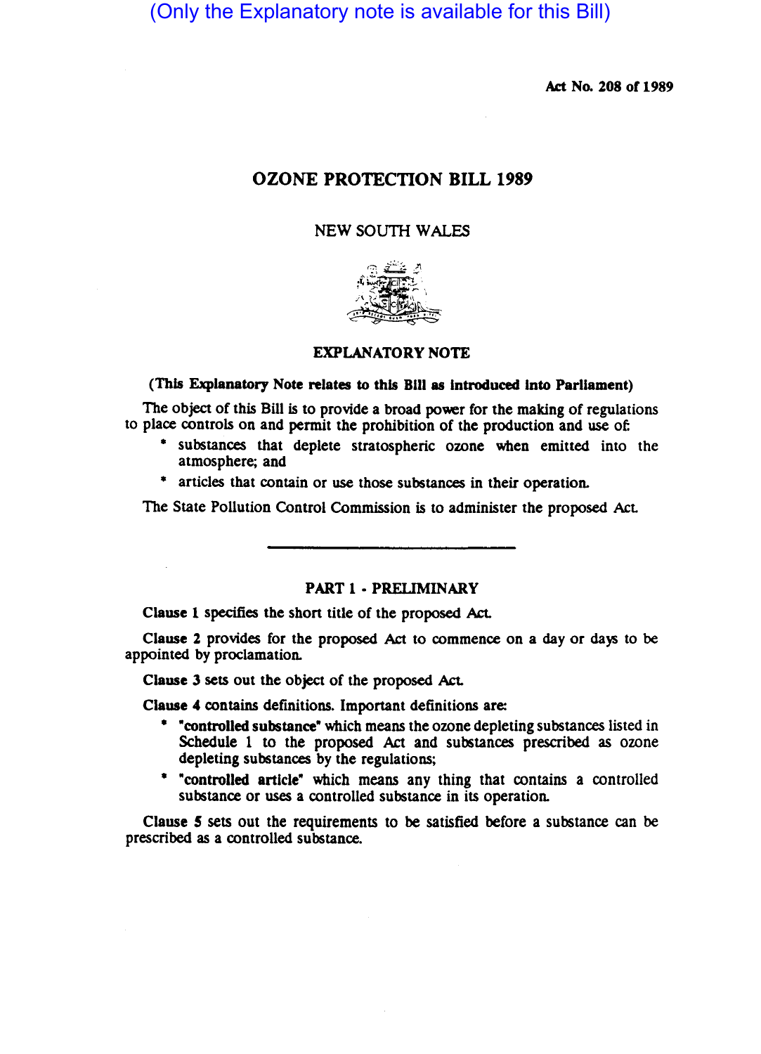(Only the Explanatory note is available for this Bill)

Act No. 208 of 1989

# OZONE PROTECTION BILL 1989

NEW SOUTH WALES

## EXPLANATORY NOTE

**(This Explanatory Note relates to this Bill as introduced into Parliament)**

The object of this Bill is to provide a broad power for the making of regulations to place controls on and permit the prohibition of the production and use of:

* substances that deplete stratospheric ozone when emitted into the atmosphere; and
* articles that contain or use those substances in their operation.

The State Pollution Control Commission is to administer the proposed Act.

## PART 1 - PRELIMINARY

**Clause 1** specifies the short title of the proposed Act.

**Clause 2** provides for the proposed Act to commence on a day or days to be appointed by proclamation.

**Clause 3** sets out the object of the proposed Act.

**Clause 4** contains definitions. Important definitions are:

* **"controlled substance"** which means the ozone depleting substances listed in Schedule 1 to the proposed Act and substances prescribed as ozone depleting substances by the regulations;
* **"controlled article"** which means any thing that contains a controlled substance or uses a controlled substance in its operation.

**Clause 5** sets out the requirements to be satisfied before a substance can be prescribed as a controlled substance.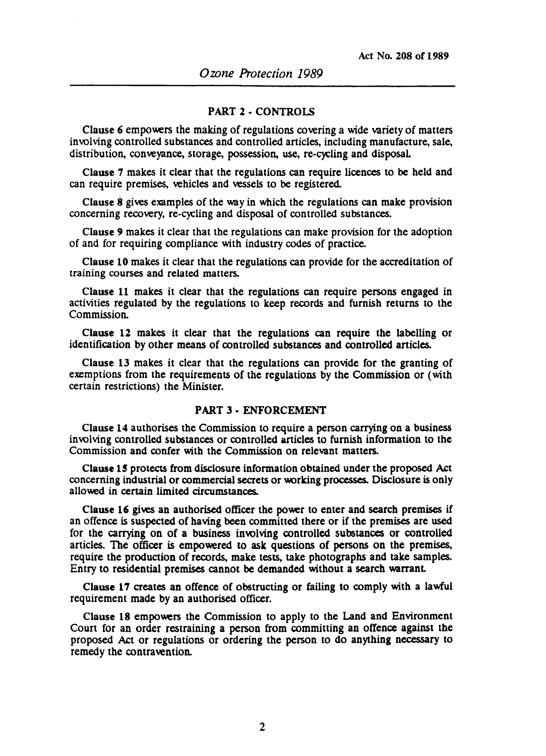## PART 2 - CONTROLS

**Clause 6** empowers the making of regulations covering a wide variety of matters involving controlled substances and controlled articles, including manufacture, sale, distribution, conveyance, storage, possession, use, re-cycling and disposal.

**Clause 7** makes it clear that the regulations can require licences to be held and can require premises, vehicles and vessels to be registered.

**Clause 8** gives examples of the way in which the regulations can make provision concerning recovery, re-cycling and disposal of controlled substances.

**Clause 9** makes it clear that the regulations can make provision for the adoption of and for requiring compliance with industry codes of practice.

**Clause 10** makes it clear that the regulations can provide for the accreditation of training courses and related matters.

**Clause 11** makes it clear that the regulations can require persons engaged in activities regulated by the regulations to keep records and furnish returns to the Commission.

**Clause 12** makes it clear that the regulations can require the labelling or identification by other means of controlled substances and controlled articles.

**Clause 13** makes it clear that the regulations can provide for the granting of exemptions from the requirements of the regulations by the Commission or (with certain restrictions) the Minister.

## PART 3 - ENFORCEMENT

**Clause 14** authorises the Commission to require a person carrying on a business involving controlled substances or controlled articles to furnish information to the Commission and confer with the Commission on relevant matters.

**Clause 15** protects from disclosure information obtained under the proposed Act concerning industrial or commercial secrets or working processes. Disclosure is only allowed in certain limited circumstances.

**Clause 16** gives an authorised officer the power to enter and search premises if an offence is suspected of having been committed there or if the premises are used for the carrying on of a business involving controlled substances or controlled articles. The officer is empowered to ask questions of persons on the premises, require the production of records, make tests, take photographs and take samples. Entry to residential premises cannot be demanded without a search warrant.

**Clause 17** creates an offence of obstructing or failing to comply with a lawful requirement made by an authorised officer.

**Clause 18** empowers the Commission to apply to the Land and Environment Court for an order restraining a person from committing an offence against the proposed Act or regulations or ordering the person to do anything necessary to remedy the contravention.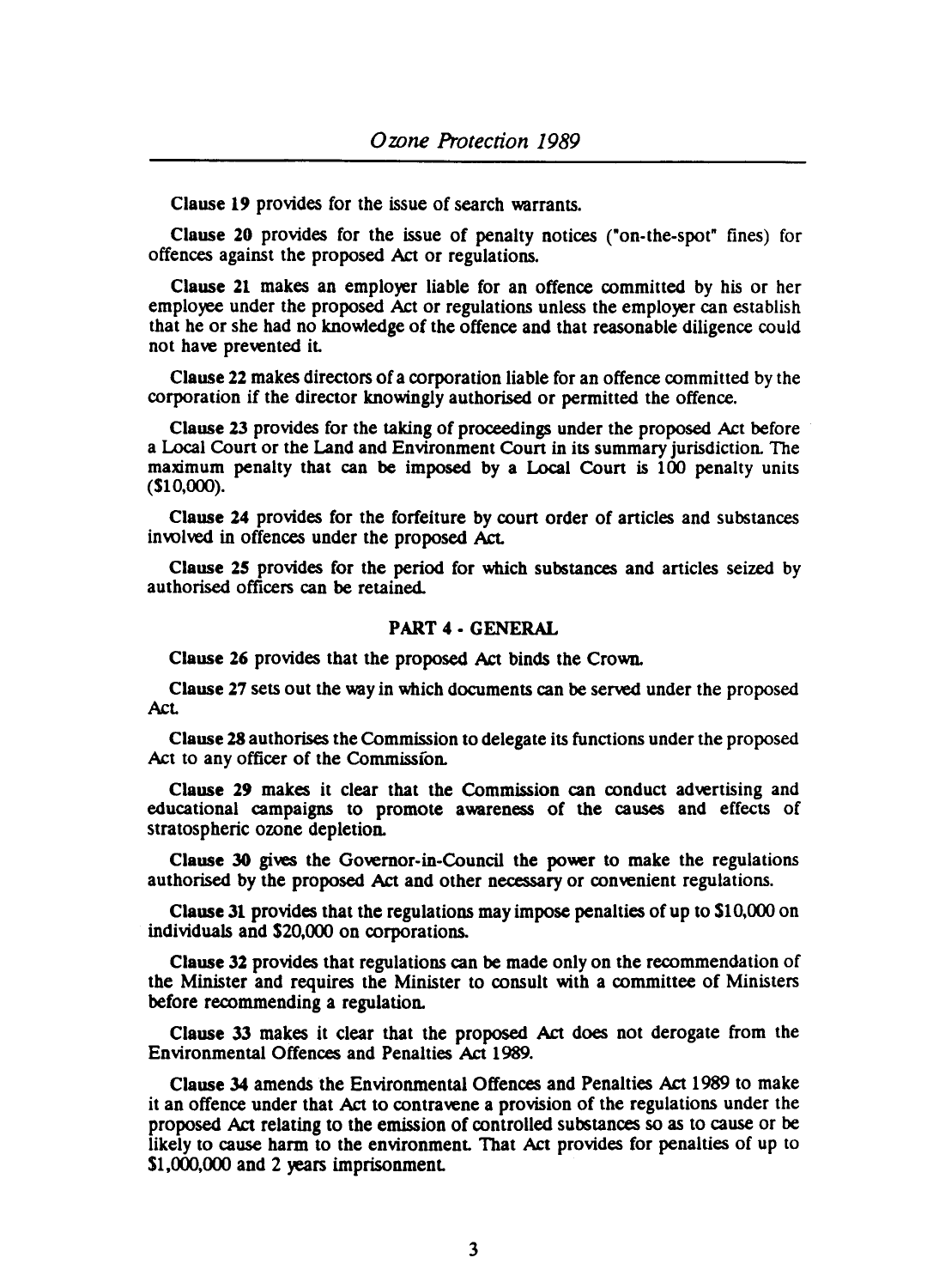**Clause 19** provides for the issue of search warrants.

**Clause 20** provides for the issue of penalty notices ("on-the-spot" fines) for offences against the proposed Act or regulations.

**Clause 21** makes an employer liable for an offence committed by his or her employee under the proposed Act or regulations unless the employer can establish that he or she had no knowledge of the offence and that reasonable diligence could not have prevented it.

**Clause 22** makes directors of a corporation liable for an offence committed by the corporation if the director knowingly authorised or permitted the offence.

**Clause 23** provides for the taking of proceedings under the proposed Act before a Local Court or the Land and Environment Court in its summary jurisdiction. The maximum penalty that can be imposed by a Local Court is 100 penalty units ($10,000).

**Clause 24** provides for the forfeiture by court order of articles and substances involved in offences under the proposed Act.

**Clause 25** provides for the period for which substances and articles seized by authorised officers can be retained.

## PART 4 - GENERAL

**Clause 26** provides that the proposed Act binds the Crown.

**Clause 27** sets out the way in which documents can be served under the proposed Act.

**Clause 28** authorises the Commission to delegate its functions under the proposed Act to any officer of the Commission.

**Clause 29** makes it clear that the Commission can conduct advertising and educational campaigns to promote awareness of the causes and effects of stratospheric ozone depletion.

**Clause 30** gives the Governor-in-Council the power to make the regulations authorised by the proposed Act and other necessary or convenient regulations.

**Clause 31** provides that the regulations may impose penalties of up to $10,000 on individuals and $20,000 on corporations.

**Clause 32** provides that regulations can be made only on the recommendation of the Minister and requires the Minister to consult with a committee of Ministers before recommending a regulation.

**Clause 33** makes it clear that the proposed Act does not derogate from the Environmental Offences and Penalties Act 1989.

**Clause 34** amends the Environmental Offences and Penalties Act 1989 to make it an offence under that Act to contravene a provision of the regulations under the proposed Act relating to the emission of controlled substances so as to cause or be likely to cause harm to the environment. That Act provides for penalties of up to $1,000,000 and 2 years imprisonment.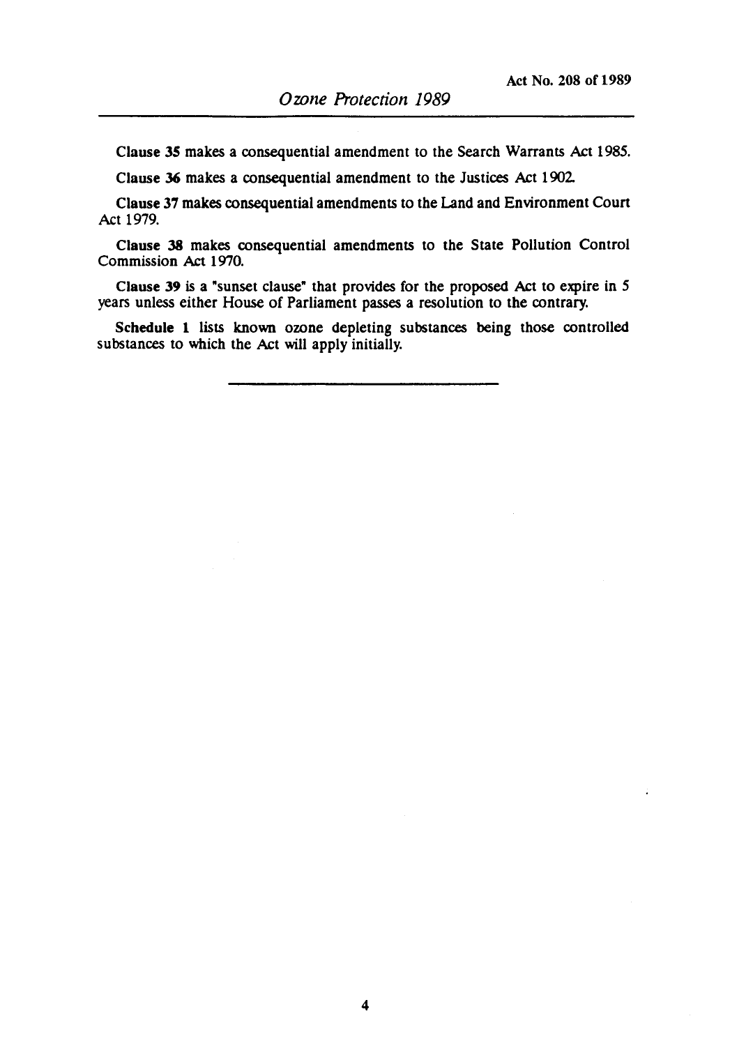**Clause 35** makes a consequential amendment to the Search Warrants Act 1985.

**Clause 36** makes a consequential amendment to the Justices Act 1902.

**Clause 37** makes consequential amendments to the Land and Environment Court Act 1979.

**Clause 38** makes consequential amendments to the State Pollution Control Commission Act 1970.

**Clause 39** is a "sunset clause" that provides for the proposed Act to expire in 5 years unless either House of Parliament passes a resolution to the contrary.

**Schedule 1** lists known ozone depleting substances being those controlled substances to which the Act will apply initially.